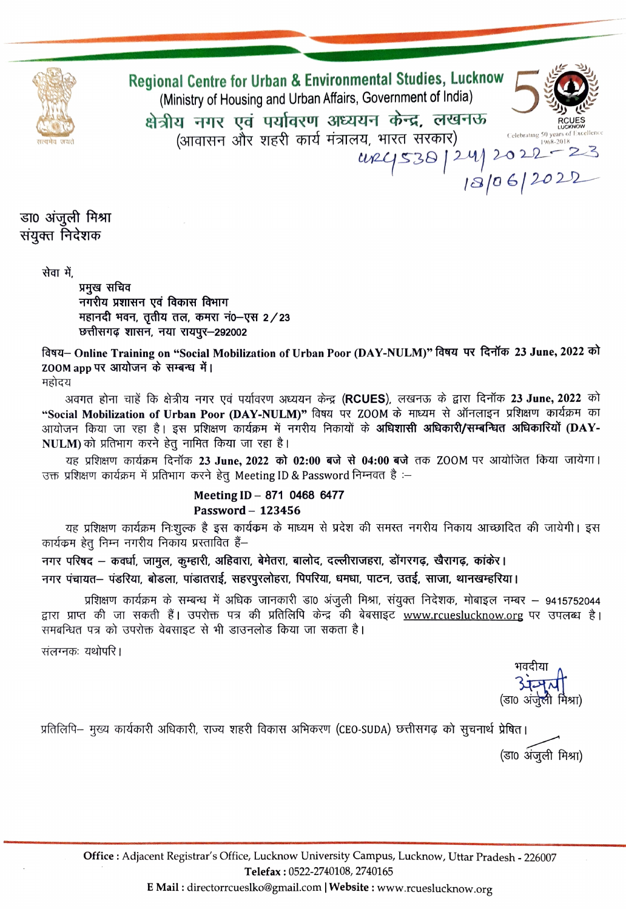# Regional Centre for Urban & Environmental Studies, Lucknow

(Ministry of Housing and Urban Affairs, Government of India)

## क्षेत्रीय नगर एवं पर्यावरण अध्ययन केन्द्र, लखनऊ

(आवासन और शहरी कार्य मंत्रालय, भारत सरकार)

RCUES LUCKNOW — Celebrating 50 years of Excellence 1968-2018

URC/538/24/2022-23
18/06/2022

डा0 अंजुली मिश्रा
संयुक्त निदेशक

सेवा में,

**प्रमुख सचिव**
**नगरीय प्रशासन एवं विकास विभाग**
**महानदी भवन, तृतीय तल, कमरा नं0–एस 2/23**
**छत्तीसगढ़ शासन, नया रायपुर–292002**

**विषय– Online Training on "Social Mobilization of Urban Poor (DAY-NULM)" विषय पर दिनॉक 23 June, 2022 को ZOOM app पर आयोजन के सम्बन्ध में।**

महोदय

अवगत होना चाहें कि क्षेत्रीय नगर एवं पर्यावरण अध्ययन केन्द्र **(RCUES)**, लखनऊ के द्वारा दिनॉक **23 June, 2022** को **"Social Mobilization of Urban Poor (DAY-NULM)"** विषय पर ZOOM के माध्यम से ऑनलाइन प्रशिक्षण कार्यक्रम का आयोजन किया जा रहा है। इस प्रशिक्षण कार्यक्रम में नगरीय निकायों के **अधिशासी अधिकारी/सम्बन्धित अधिकारियों (DAY-NULM)** को प्रतिभाग करने हेतु नामित किया जा रहा है।

यह प्रशिक्षण कार्यक्रम दिनॉक **23 June, 2022 को 02:00 बजे से 04:00 बजे** तक ZOOM पर आयोजित किया जायेगा। उक्त प्रशिक्षण कार्यक्रम में प्रतिभाग करने हेतु Meeting ID & Password निम्नवत है :–

**Meeting ID – 871 0468 6477**
**Password – 123456**

यह प्रशिक्षण कार्यक्रम निःशुल्क है इस कार्यक्रम के माध्यम से प्रदेश की समस्त नगरीय निकाय आच्छादित की जायेगी। इस कार्यक्रम हेतु निम्न नगरीय निकाय प्रस्तावित हैं–

**नगर परिषद – कवर्धा, जामुल, कुम्हारी, अहिवारा, बेमेतरा, बालोद, दल्लीराजहरा, डोंगरगढ़, खैरागढ़, कांकेर।**

**नगर पंचायत– पंडरिया, बोडला, पांडातराई, सहरपुरलोहरा, पिपरिया, धमधा, पाटन, उतई, साजा, थानखम्हरिया।**

प्रशिक्षण कार्यक्रम के सम्बन्ध में अधिक जानकारी डा0 अंजुली मिश्रा, संयुक्त निदेशक, मोबाइल नम्बर – 9415752044 द्वारा प्राप्त की जा सकती हैं। उपरोक्त पत्र की प्रतिलिपि केन्द्र की बेबसाइट www.rcueslucknow.org पर उपलब्ध है। समबन्धित पत्र को उपरोक्त वेबसाइट से भी डाउनलोड किया जा सकता है।

संलग्नकः यथोपरि।

भवदीया
(डा0 अंजुली मिश्रा)

प्रतिलिपि– मुख्य कार्यकारी अधिकारी, राज्य शहरी विकास अभिकरण (CEO-SUDA) छत्तीसगढ़ को सुचनार्थ प्रेषित।

(डा0 अंजुली मिश्रा)

**Office :** Adjacent Registrar's Office, Lucknow University Campus, Lucknow, Uttar Pradesh - 226007
**Telefax :** 0522-2740108, 2740165
**E Mail :** directorrcueslko@gmail.com | **Website :** www.rcueslucknow.org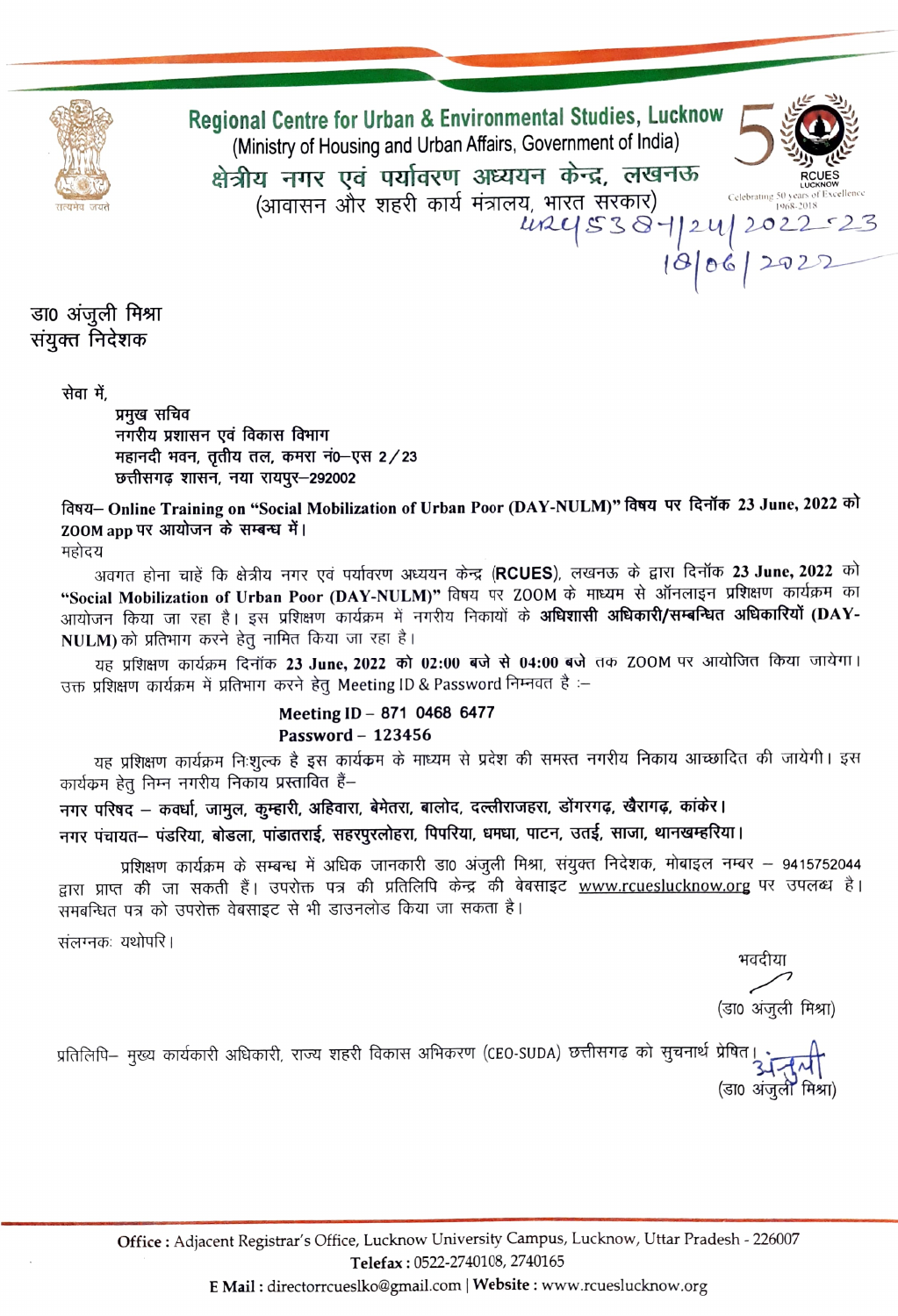**Regional Centre for Urban & Environmental Studies, Lucknow**
(Ministry of Housing and Urban Affairs, Government of India)

**क्षेत्रीय नगर एवं पर्यावरण अध्ययन केन्द्र, लखनऊ**
(आवासन और शहरी कार्य मंत्रालय, भारत सरकार)

RCUES LUCKNOW
Celebrating 50 years of Excellence 1968-2018

RC/538/24/2022-23
18/06/2022

डा0 अंजुली मिश्रा
संयुक्त निदेशक

सेवा में,

प्रमुख सचिव
नगरीय प्रशासन एवं विकास विभाग
महानदी भवन, तृतीय तल, कमरा नं0–एस 2/23
छत्तीसगढ़ शासन, नया रायपुर–292002

**विषय– Online Training on "Social Mobilization of Urban Poor (DAY-NULM)" विषय पर दिनॉक 23 June, 2022 को ZOOM app पर आयोजन के सम्बन्ध में।**

महोदय

अवगत होना चाहें कि क्षेत्रीय नगर एवं पर्यावरण अध्ययन केन्द्र (**RCUES**), लखनऊ के द्वारा दिनॉक **23 June, 2022** को **"Social Mobilization of Urban Poor (DAY-NULM)"** विषय पर ZOOM के माध्यम से ऑनलाइन प्रशिक्षण कार्यक्रम का आयोजन किया जा रहा है। इस प्रशिक्षण कार्यक्रम में नगरीय निकायों के **अधिशासी अधिकारी/सम्बन्धित अधिकारियों (DAY-NULM)** को प्रतिभाग करने हेतु नामित किया जा रहा है।

यह प्रशिक्षण कार्यक्रम दिनॉक **23 June, 2022 को 02:00 बजे से 04:00 बजे** तक ZOOM पर आयोजित किया जायेगा। उक्त प्रशिक्षण कार्यक्रम में प्रतिभाग करने हेतु Meeting ID & Password निम्नवत है :–

**Meeting ID – 871 0468 6477**
**Password – 123456**

यह प्रशिक्षण कार्यक्रम निःशुल्क है इस कार्यक्रम के माध्यम से प्रदेश की समस्त नगरीय निकाय आच्छादित की जायेगी। इस कार्यक्रम हेतु निम्न नगरीय निकाय प्रस्तावित है–

**नगर परिषद – कवर्धा, जामुल, कुम्हारी, अहिवारा, बेमेतरा, बालोद, दल्लीराजहरा, डोंगरगढ़, खैरागढ़, कांकेर।**

**नगर पंचायत– पंडरिया, बोडला, पांडातराई, सहरपुरलोहरा, पिपरिया, धमधा, पाटन, उतई, साजा, थानखम्हरिया।**

प्रशिक्षण कार्यक्रम के सम्बन्ध में अधिक जानकारी डा0 अंजुली मिश्रा, संयुक्त निदेशक, मोबाइल नम्बर – 9415752044 द्वारा प्राप्त की जा सकती हैं। उपरोक्त पत्र की प्रतिलिपि केन्द्र की बेवसाइट www.rcueslucknow.org पर उपलब्ध है। समबन्धित पत्र को उपरोक्त वेबसाइट से भी डाउनलोड किया जा सकता है।

संलग्नकः यथोपरि।

भवदीया

(डा0 अंजुली मिश्रा)

प्रतिलिपि– मुख्य कार्यकारी अधिकारी, राज्य शहरी विकास अभिकरण (CEO-SUDA) छत्तीसगढ को सुचनार्थ प्रेषित।

(डा0 अंजुली मिश्रा)

**Office :** Adjacent Registrar's Office, Lucknow University Campus, Lucknow, Uttar Pradesh - 226007
**Telefax :** 0522-2740108, 2740165
**E Mail :** directorrcueslko@gmail.com | **Website :** www.rcueslucknow.org